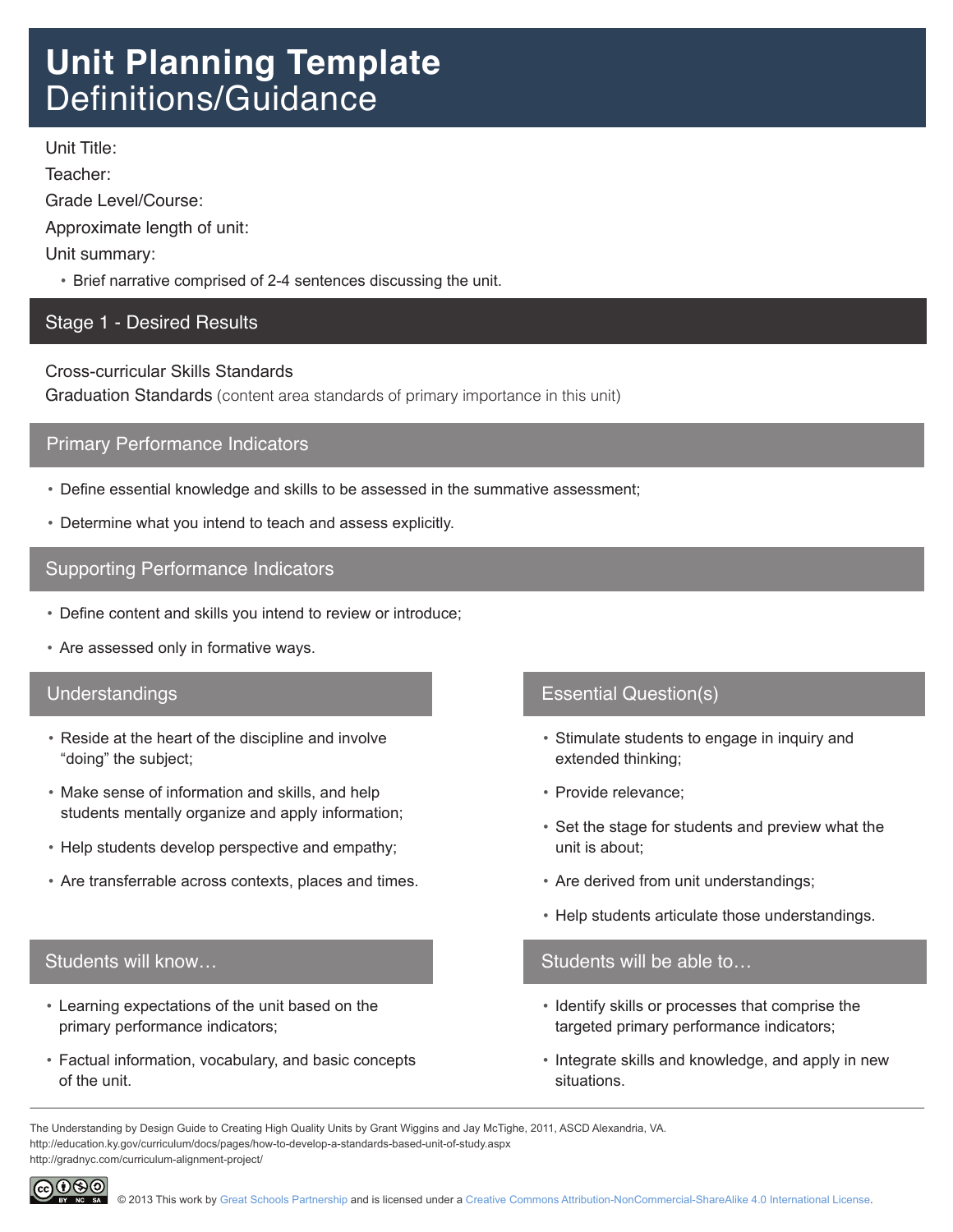# Unit Planning Template
## Definitions/Guidance

Unit Title:

Teacher:

Grade Level/Course:

Approximate length of unit:

Unit summary:

- Brief narrative comprised of 2-4 sentences discussing the unit.

## Stage 1 - Desired Results

Cross-curricular Skills Standards

Graduation Standards (content area standards of primary importance in this unit)

### Primary Performance Indicators

- Define essential knowledge and skills to be assessed in the summative assessment;
- Determine what you intend to teach and assess explicitly.

### Supporting Performance Indicators

- Define content and skills you intend to review or introduce;
- Are assessed only in formative ways.

### Understandings

- Reside at the heart of the discipline and involve "doing" the subject;
- Make sense of information and skills, and help students mentally organize and apply information;
- Help students develop perspective and empathy;
- Are transferrable across contexts, places and times.

### Essential Question(s)

- Stimulate students to engage in inquiry and extended thinking;
- Provide relevance;
- Set the stage for students and preview what the unit is about;
- Are derived from unit understandings;
- Help students articulate those understandings.

### Students will know…

- Learning expectations of the unit based on the primary performance indicators;
- Factual information, vocabulary, and basic concepts of the unit.

### Students will be able to…

- Identify skills or processes that comprise the targeted primary performance indicators;
- Integrate skills and knowledge, and apply in new situations.

---

The Understanding by Design Guide to Creating High Quality Units by Grant Wiggins and Jay McTighe, 2011, ASCD Alexandria, VA.
http://education.ky.gov/curriculum/docs/pages/how-to-develop-a-standards-based-unit-of-study.aspx
http://gradnyc.com/curriculum-alignment-project/

© 2013 This work by Great Schools Partnership and is licensed under a Creative Commons Attribution-NonCommercial-ShareAlike 4.0 International License.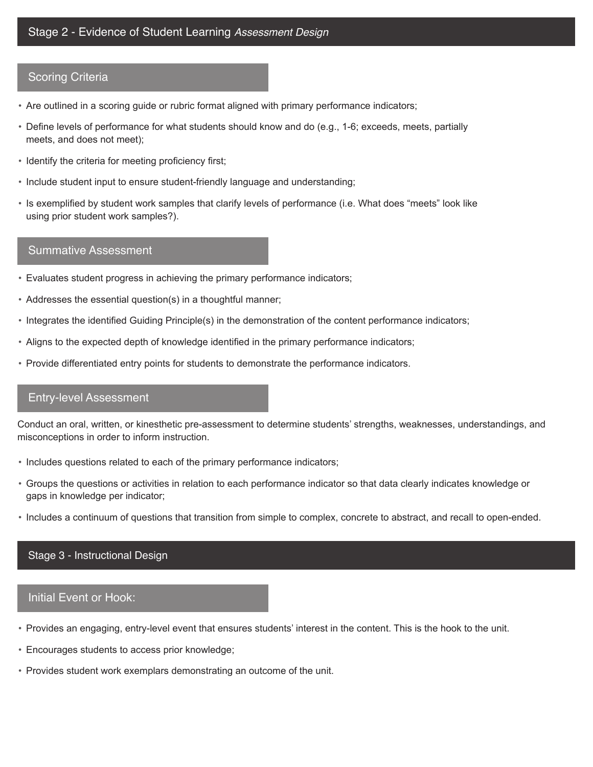## Stage 2 - Evidence of Student Learning *Assessment Design*

### Scoring Criteria

- Are outlined in a scoring guide or rubric format aligned with primary performance indicators;
- Define levels of performance for what students should know and do (e.g., 1-6; exceeds, meets, partially meets, and does not meet);
- Identify the criteria for meeting proficiency first;
- Include student input to ensure student-friendly language and understanding;
- Is exemplified by student work samples that clarify levels of performance (i.e. What does "meets" look like using prior student work samples?).

### Summative Assessment

- Evaluates student progress in achieving the primary performance indicators;
- Addresses the essential question(s) in a thoughtful manner;
- Integrates the identified Guiding Principle(s) in the demonstration of the content performance indicators;
- Aligns to the expected depth of knowledge identified in the primary performance indicators;
- Provide differentiated entry points for students to demonstrate the performance indicators.

### Entry-level Assessment

Conduct an oral, written, or kinesthetic pre-assessment to determine students' strengths, weaknesses, understandings, and misconceptions in order to inform instruction.

- Includes questions related to each of the primary performance indicators;
- Groups the questions or activities in relation to each performance indicator so that data clearly indicates knowledge or gaps in knowledge per indicator;
- Includes a continuum of questions that transition from simple to complex, concrete to abstract, and recall to open-ended.

## Stage 3 - Instructional Design

### Initial Event or Hook:

- Provides an engaging, entry-level event that ensures students' interest in the content. This is the hook to the unit.
- Encourages students to access prior knowledge;
- Provides student work exemplars demonstrating an outcome of the unit.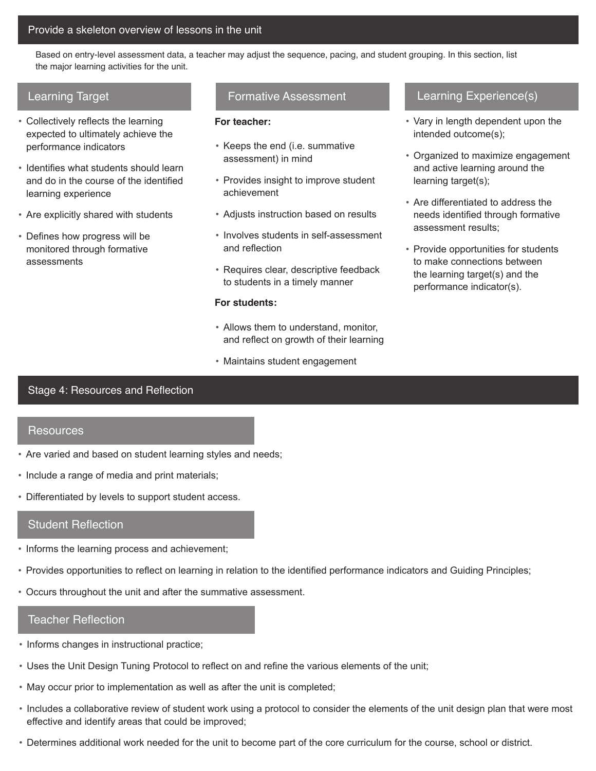## Provide a skeleton overview of lessons in the unit

Based on entry-level assessment data, a teacher may adjust the sequence, pacing, and student grouping. In this section, list the major learning activities for the unit.

### Learning Target

- Collectively reflects the learning expected to ultimately achieve the performance indicators
- Identifies what students should learn and do in the course of the identified learning experience
- Are explicitly shared with students
- Defines how progress will be monitored through formative assessments

### Formative Assessment

**For teacher:**

- Keeps the end (i.e. summative assessment) in mind
- Provides insight to improve student achievement
- Adjusts instruction based on results
- Involves students in self-assessment and reflection
- Requires clear, descriptive feedback to students in a timely manner

**For students:**

- Allows them to understand, monitor, and reflect on growth of their learning
- Maintains student engagement

### Learning Experience(s)

- Vary in length dependent upon the intended outcome(s);
- Organized to maximize engagement and active learning around the learning target(s);
- Are differentiated to address the needs identified through formative assessment results;
- Provide opportunities for students to make connections between the learning target(s) and the performance indicator(s).

## Stage 4: Resources and Reflection

### Resources

- Are varied and based on student learning styles and needs;
- Include a range of media and print materials;
- Differentiated by levels to support student access.

### Student Reflection

- Informs the learning process and achievement;
- Provides opportunities to reflect on learning in relation to the identified performance indicators and Guiding Principles;
- Occurs throughout the unit and after the summative assessment.

### Teacher Reflection

- Informs changes in instructional practice;
- Uses the Unit Design Tuning Protocol to reflect on and refine the various elements of the unit;
- May occur prior to implementation as well as after the unit is completed;
- Includes a collaborative review of student work using a protocol to consider the elements of the unit design plan that were most effective and identify areas that could be improved;
- Determines additional work needed for the unit to become part of the core curriculum for the course, school or district.